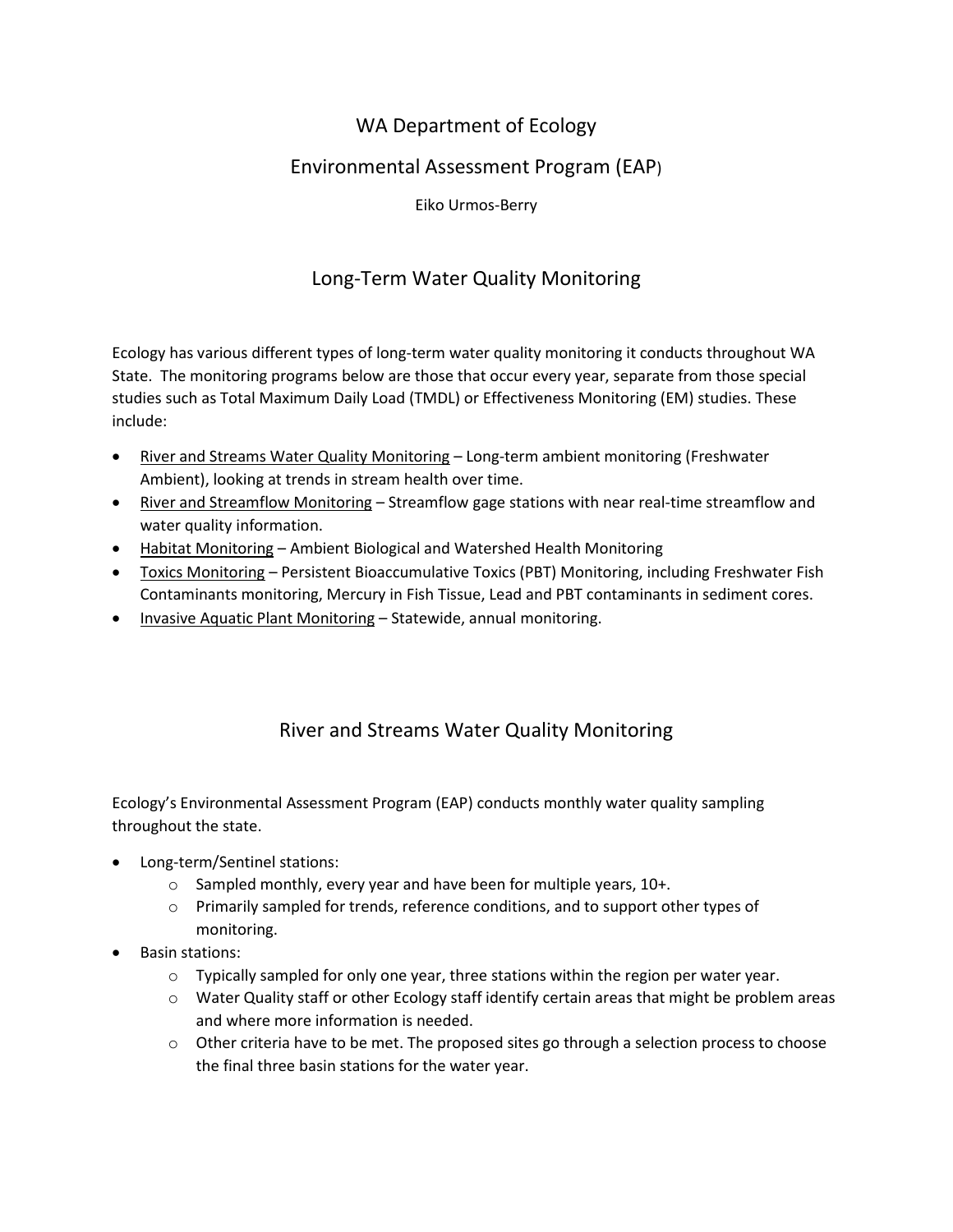# WA Department of Ecology

## Environmental Assessment Program (EAP)

Eiko Urmos-Berry

## Long-Term Water Quality Monitoring

Ecology has various different types of long-term water quality monitoring it conducts throughout WA State. The monitoring programs below are those that occur every year, separate from those special studies such as Total Maximum Daily Load (TMDL) or Effectiveness Monitoring (EM) studies. These include:

- River and Streams Water Quality Monitoring – Long-term ambient monitoring (Freshwater Ambient), looking at trends in stream health over time.
- River and Streamflow Monitoring – Streamflow gage stations with near real-time streamflow and water quality information.
- Habitat Monitoring – Ambient Biological and Watershed Health Monitoring
- Toxics Monitoring – Persistent Bioaccumulative Toxics (PBT) Monitoring, including Freshwater Fish Contaminants monitoring, Mercury in Fish Tissue, Lead and PBT contaminants in sediment cores.
- Invasive Aquatic Plant Monitoring – Statewide, annual monitoring.

## River and Streams Water Quality Monitoring

Ecology's Environmental Assessment Program (EAP) conducts monthly water quality sampling throughout the state.

- Long-term/Sentinel stations:
  - Sampled monthly, every year and have been for multiple years, 10+.
  - Primarily sampled for trends, reference conditions, and to support other types of monitoring.
- Basin stations:
  - Typically sampled for only one year, three stations within the region per water year.
  - Water Quality staff or other Ecology staff identify certain areas that might be problem areas and where more information is needed.
  - Other criteria have to be met. The proposed sites go through a selection process to choose the final three basin stations for the water year.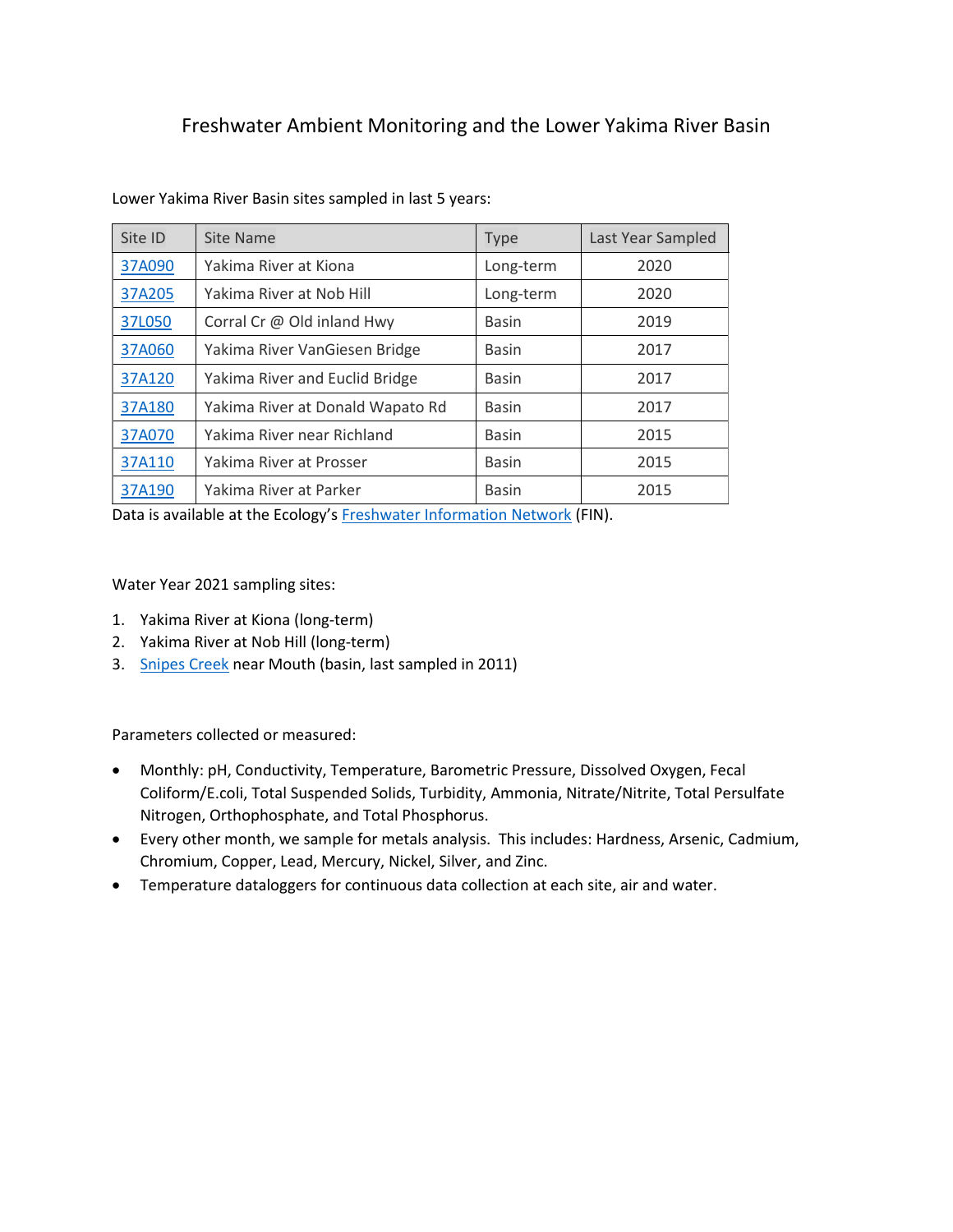# Freshwater Ambient Monitoring and the Lower Yakima River Basin

Lower Yakima River Basin sites sampled in last 5 years:

| Site ID | Site Name | Type | Last Year Sampled |
| --- | --- | --- | --- |
| 37A090 | Yakima River at Kiona | Long-term | 2020 |
| 37A205 | Yakima River at Nob Hill | Long-term | 2020 |
| 37L050 | Corral Cr @ Old inland Hwy | Basin | 2019 |
| 37A060 | Yakima River VanGiesen Bridge | Basin | 2017 |
| 37A120 | Yakima River and Euclid Bridge | Basin | 2017 |
| 37A180 | Yakima River at Donald Wapato Rd | Basin | 2017 |
| 37A070 | Yakima River near Richland | Basin | 2015 |
| 37A110 | Yakima River at Prosser | Basin | 2015 |
| 37A190 | Yakima River at Parker | Basin | 2015 |

Data is available at the Ecology's Freshwater Information Network (FIN).

Water Year 2021 sampling sites:

1. Yakima River at Kiona (long-term)
2. Yakima River at Nob Hill (long-term)
3. Snipes Creek near Mouth (basin, last sampled in 2011)

Parameters collected or measured:

- Monthly: pH, Conductivity, Temperature, Barometric Pressure, Dissolved Oxygen, Fecal Coliform/E.coli, Total Suspended Solids, Turbidity, Ammonia, Nitrate/Nitrite, Total Persulfate Nitrogen, Orthophosphate, and Total Phosphorus.
- Every other month, we sample for metals analysis. This includes: Hardness, Arsenic, Cadmium, Chromium, Copper, Lead, Mercury, Nickel, Silver, and Zinc.
- Temperature dataloggers for continuous data collection at each site, air and water.